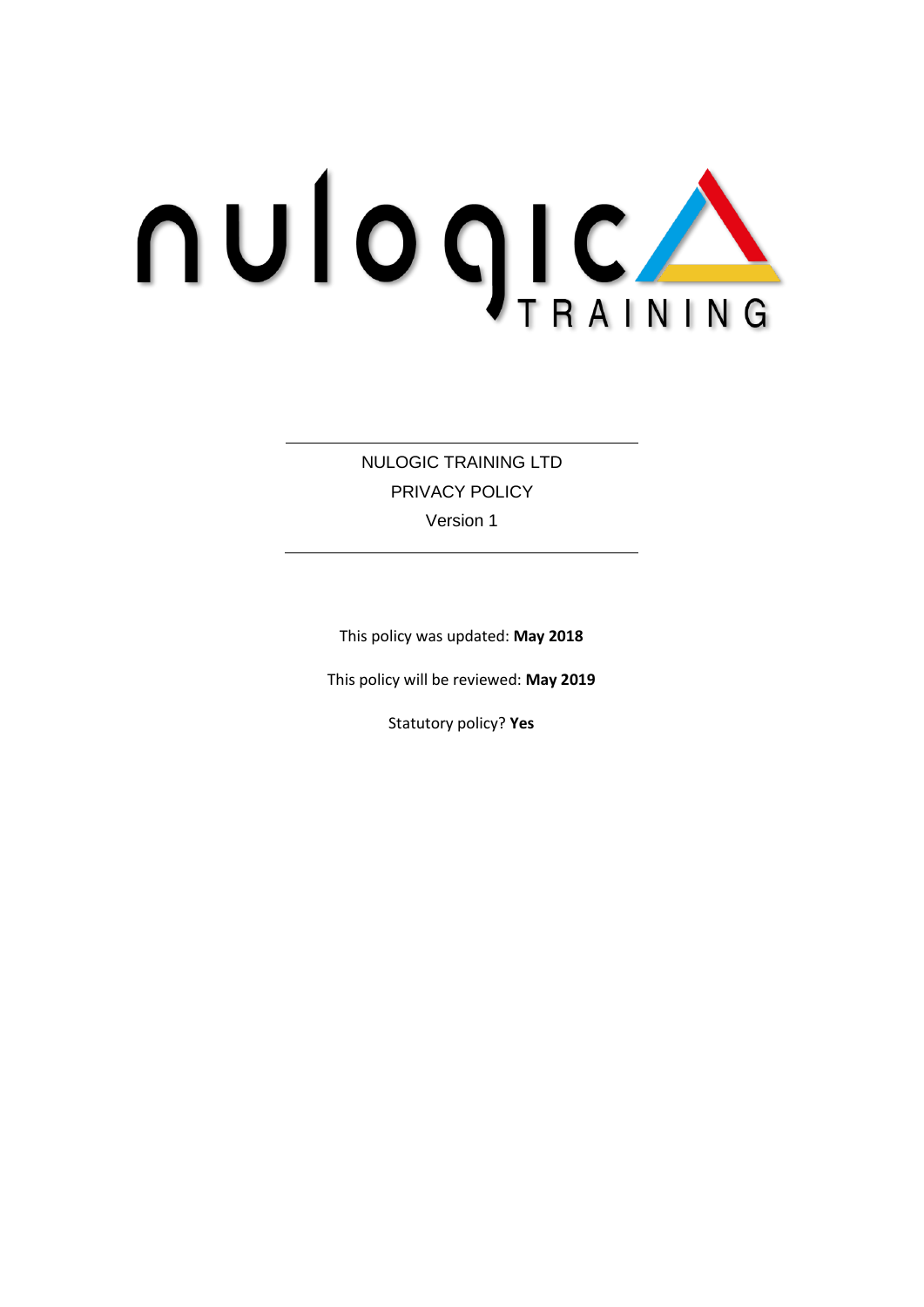nulogic TRAINING

---

NULOGIC TRAINING LTD

PRIVACY POLICY

Version 1

---

This policy was updated: **May 2018**

This policy will be reviewed: **May 2019**

Statutory policy? **Yes**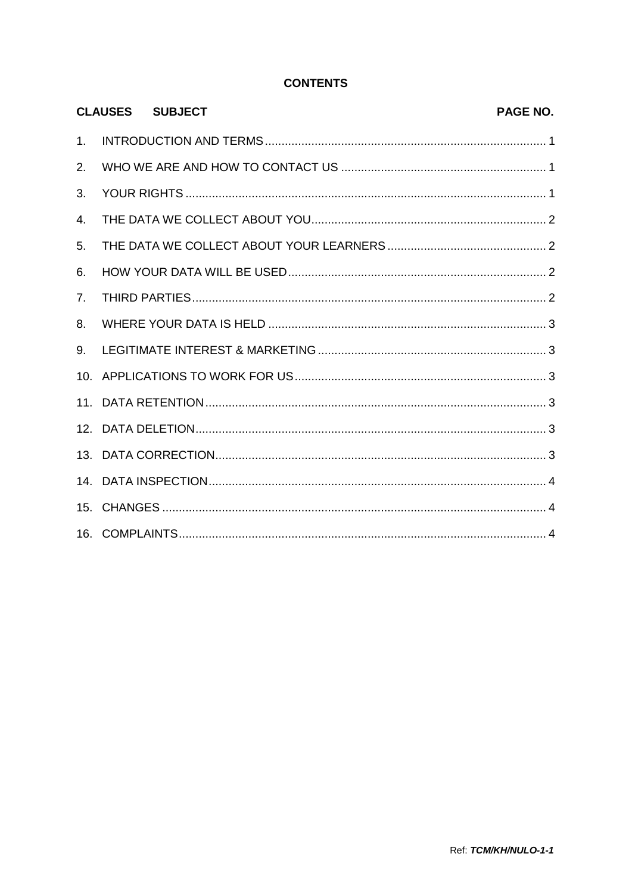## CONTENTS

| CLAUSES | SUBJECT | PAGE NO. |
|---|---|---|
| 1. | INTRODUCTION AND TERMS | 1 |
| 2. | WHO WE ARE AND HOW TO CONTACT US | 1 |
| 3. | YOUR RIGHTS | 1 |
| 4. | THE DATA WE COLLECT ABOUT YOU | 2 |
| 5. | THE DATA WE COLLECT ABOUT YOUR LEARNERS | 2 |
| 6. | HOW YOUR DATA WILL BE USED | 2 |
| 7. | THIRD PARTIES | 2 |
| 8. | WHERE YOUR DATA IS HELD | 3 |
| 9. | LEGITIMATE INTEREST & MARKETING | 3 |
| 10. | APPLICATIONS TO WORK FOR US | 3 |
| 11. | DATA RETENTION | 3 |
| 12. | DATA DELETION | 3 |
| 13. | DATA CORRECTION | 3 |
| 14. | DATA INSPECTION | 4 |
| 15. | CHANGES | 4 |
| 16. | COMPLAINTS | 4 |

Ref: ***TCM/KH/NULO-1-1***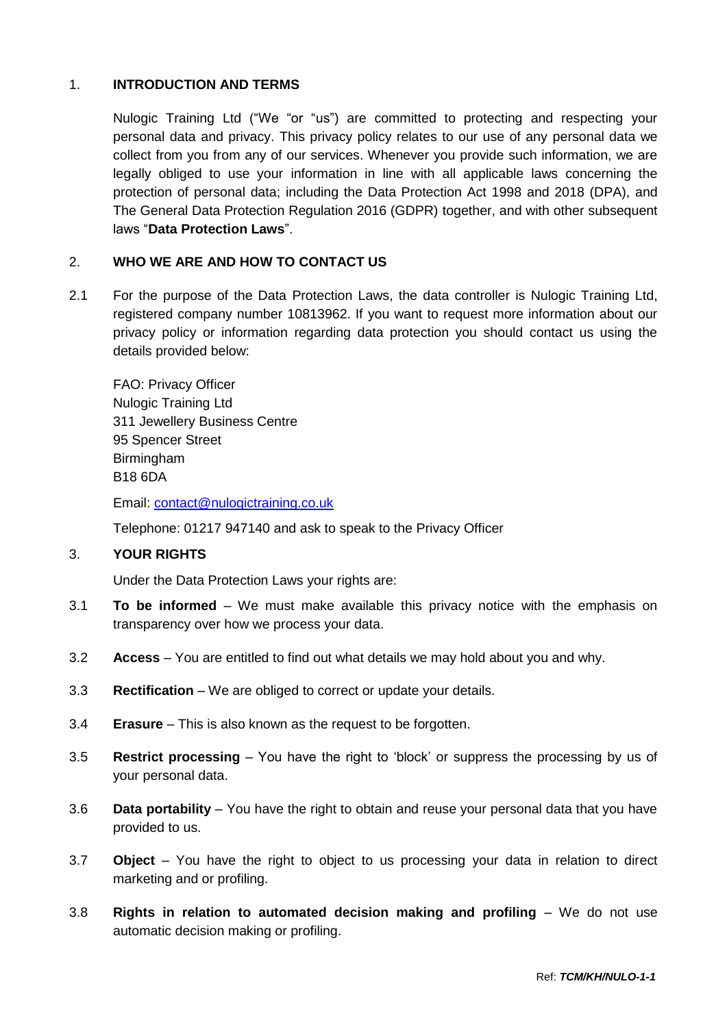## 1. INTRODUCTION AND TERMS

Nulogic Training Ltd ("We "or "us") are committed to protecting and respecting your personal data and privacy. This privacy policy relates to our use of any personal data we collect from you from any of our services. Whenever you provide such information, we are legally obliged to use your information in line with all applicable laws concerning the protection of personal data; including the Data Protection Act 1998 and 2018 (DPA), and The General Data Protection Regulation 2016 (GDPR) together, and with other subsequent laws "**Data Protection Laws**".

## 2. WHO WE ARE AND HOW TO CONTACT US

2.1 For the purpose of the Data Protection Laws, the data controller is Nulogic Training Ltd, registered company number 10813962. If you want to request more information about our privacy policy or information regarding data protection you should contact us using the details provided below:

FAO: Privacy Officer
Nulogic Training Ltd
311 Jewellery Business Centre
95 Spencer Street
Birmingham
B18 6DA

Email: contact@nulogictraining.co.uk

Telephone: 01217 947140 and ask to speak to the Privacy Officer

## 3. YOUR RIGHTS

Under the Data Protection Laws your rights are:

3.1 **To be informed** – We must make available this privacy notice with the emphasis on transparency over how we process your data.

3.2 **Access** – You are entitled to find out what details we may hold about you and why.

3.3 **Rectification** – We are obliged to correct or update your details.

3.4 **Erasure** – This is also known as the request to be forgotten.

3.5 **Restrict processing** – You have the right to 'block' or suppress the processing by us of your personal data.

3.6 **Data portability** – You have the right to obtain and reuse your personal data that you have provided to us.

3.7 **Object** – You have the right to object to us processing your data in relation to direct marketing and or profiling.

3.8 **Rights in relation to automated decision making and profiling** – We do not use automatic decision making or profiling.

Ref: ***TCM/KH/NULO-1-1***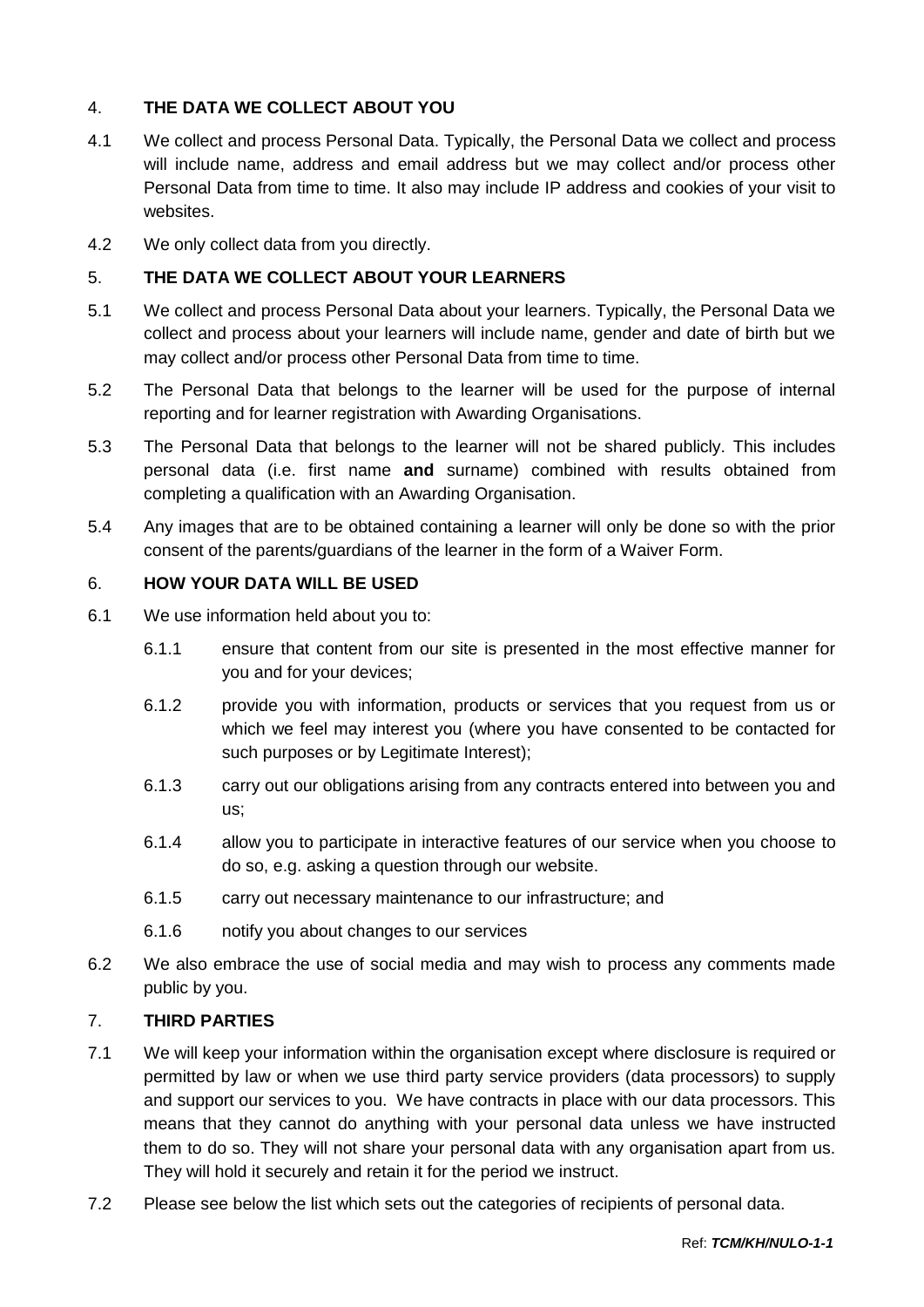## 4. THE DATA WE COLLECT ABOUT YOU

4.1 We collect and process Personal Data. Typically, the Personal Data we collect and process will include name, address and email address but we may collect and/or process other Personal Data from time to time. It also may include IP address and cookies of your visit to websites.

4.2 We only collect data from you directly.

## 5. THE DATA WE COLLECT ABOUT YOUR LEARNERS

5.1 We collect and process Personal Data about your learners. Typically, the Personal Data we collect and process about your learners will include name, gender and date of birth but we may collect and/or process other Personal Data from time to time.

5.2 The Personal Data that belongs to the learner will be used for the purpose of internal reporting and for learner registration with Awarding Organisations.

5.3 The Personal Data that belongs to the learner will not be shared publicly. This includes personal data (i.e. first name **and** surname) combined with results obtained from completing a qualification with an Awarding Organisation.

5.4 Any images that are to be obtained containing a learner will only be done so with the prior consent of the parents/guardians of the learner in the form of a Waiver Form.

## 6. HOW YOUR DATA WILL BE USED

6.1 We use information held about you to:

- 6.1.1 ensure that content from our site is presented in the most effective manner for you and for your devices;
- 6.1.2 provide you with information, products or services that you request from us or which we feel may interest you (where you have consented to be contacted for such purposes or by Legitimate Interest);
- 6.1.3 carry out our obligations arising from any contracts entered into between you and us;
- 6.1.4 allow you to participate in interactive features of our service when you choose to do so, e.g. asking a question through our website.
- 6.1.5 carry out necessary maintenance to our infrastructure; and
- 6.1.6 notify you about changes to our services

6.2 We also embrace the use of social media and may wish to process any comments made public by you.

## 7. THIRD PARTIES

7.1 We will keep your information within the organisation except where disclosure is required or permitted by law or when we use third party service providers (data processors) to supply and support our services to you. We have contracts in place with our data processors. This means that they cannot do anything with your personal data unless we have instructed them to do so. They will not share your personal data with any organisation apart from us. They will hold it securely and retain it for the period we instruct.

7.2 Please see below the list which sets out the categories of recipients of personal data.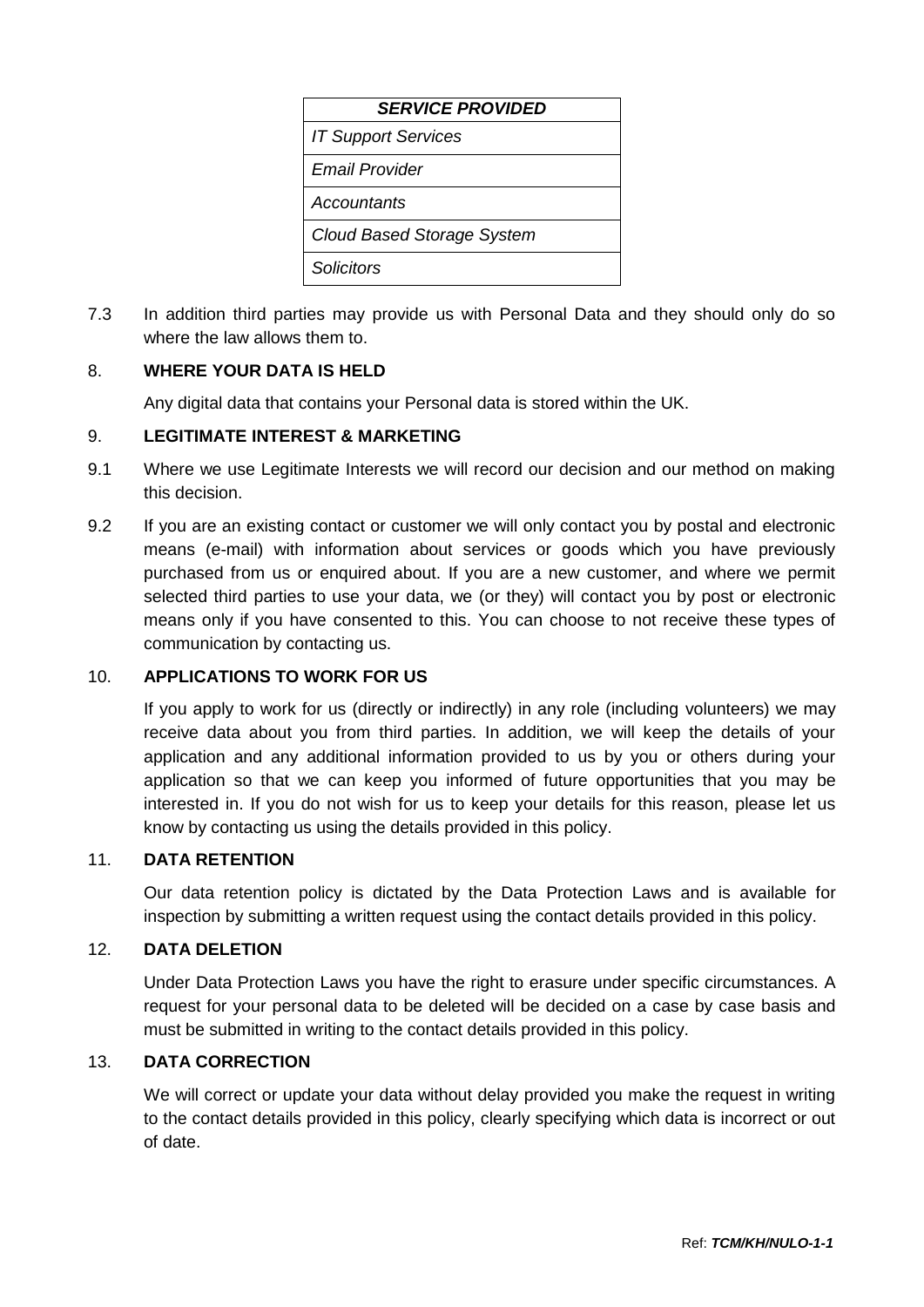| *SERVICE PROVIDED* |
| --- |
| *IT Support Services* |
| *Email Provider* |
| *Accountants* |
| *Cloud Based Storage System* |
| *Solicitors* |

7.3 In addition third parties may provide us with Personal Data and they should only do so where the law allows them to.

## 8. WHERE YOUR DATA IS HELD

Any digital data that contains your Personal data is stored within the UK.

## 9. LEGITIMATE INTEREST & MARKETING

9.1 Where we use Legitimate Interests we will record our decision and our method on making this decision.

9.2 If you are an existing contact or customer we will only contact you by postal and electronic means (e-mail) with information about services or goods which you have previously purchased from us or enquired about. If you are a new customer, and where we permit selected third parties to use your data, we (or they) will contact you by post or electronic means only if you have consented to this. You can choose to not receive these types of communication by contacting us.

## 10. APPLICATIONS TO WORK FOR US

If you apply to work for us (directly or indirectly) in any role (including volunteers) we may receive data about you from third parties. In addition, we will keep the details of your application and any additional information provided to us by you or others during your application so that we can keep you informed of future opportunities that you may be interested in. If you do not wish for us to keep your details for this reason, please let us know by contacting us using the details provided in this policy.

## 11. DATA RETENTION

Our data retention policy is dictated by the Data Protection Laws and is available for inspection by submitting a written request using the contact details provided in this policy.

## 12. DATA DELETION

Under Data Protection Laws you have the right to erasure under specific circumstances. A request for your personal data to be deleted will be decided on a case by case basis and must be submitted in writing to the contact details provided in this policy.

## 13. DATA CORRECTION

We will correct or update your data without delay provided you make the request in writing to the contact details provided in this policy, clearly specifying which data is incorrect or out of date.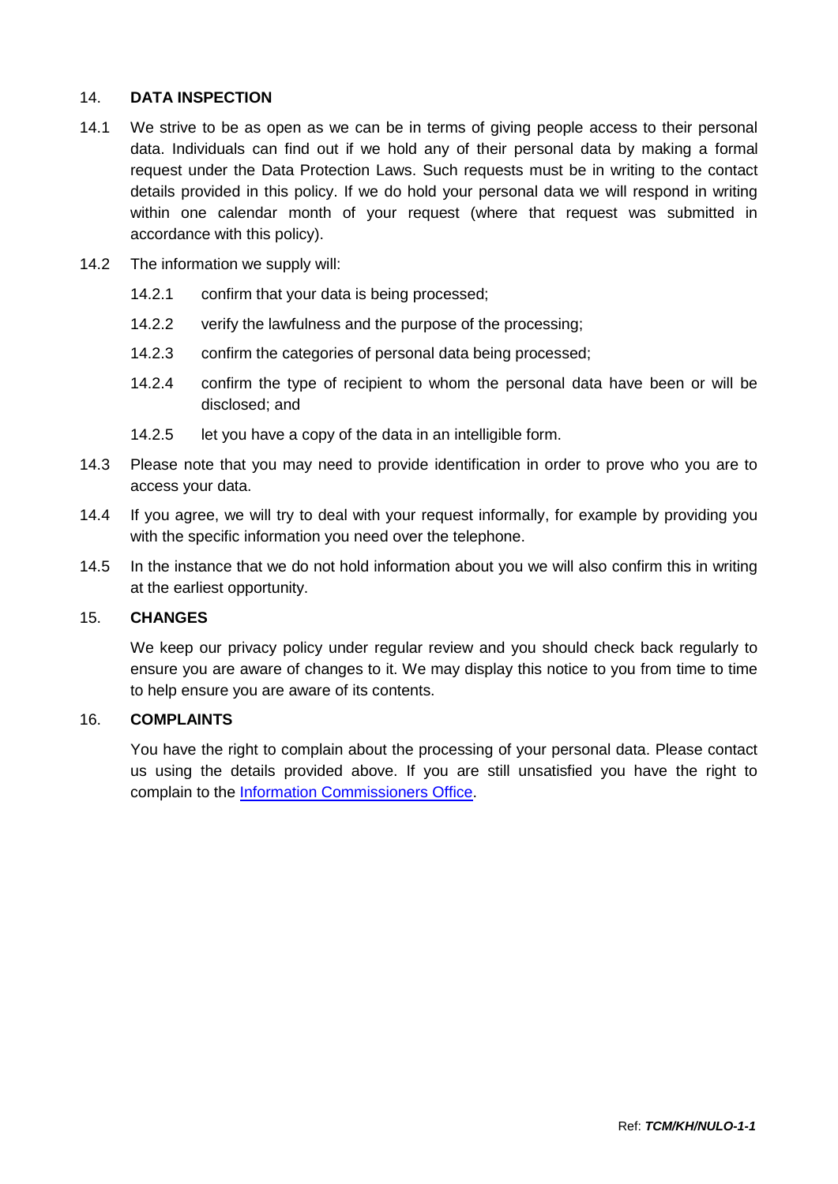## 14. DATA INSPECTION

14.1 We strive to be as open as we can be in terms of giving people access to their personal data. Individuals can find out if we hold any of their personal data by making a formal request under the Data Protection Laws. Such requests must be in writing to the contact details provided in this policy. If we do hold your personal data we will respond in writing within one calendar month of your request (where that request was submitted in accordance with this policy).

14.2 The information we supply will:

14.2.1 confirm that your data is being processed;

14.2.2 verify the lawfulness and the purpose of the processing;

14.2.3 confirm the categories of personal data being processed;

14.2.4 confirm the type of recipient to whom the personal data have been or will be disclosed; and

14.2.5 let you have a copy of the data in an intelligible form.

14.3 Please note that you may need to provide identification in order to prove who you are to access your data.

14.4 If you agree, we will try to deal with your request informally, for example by providing you with the specific information you need over the telephone.

14.5 In the instance that we do not hold information about you we will also confirm this in writing at the earliest opportunity.

## 15. CHANGES

We keep our privacy policy under regular review and you should check back regularly to ensure you are aware of changes to it. We may display this notice to you from time to time to help ensure you are aware of its contents.

## 16. COMPLAINTS

You have the right to complain about the processing of your personal data. Please contact us using the details provided above. If you are still unsatisfied you have the right to complain to the Information Commissioners Office.

Ref: ***TCM/KH/NULO-1-1***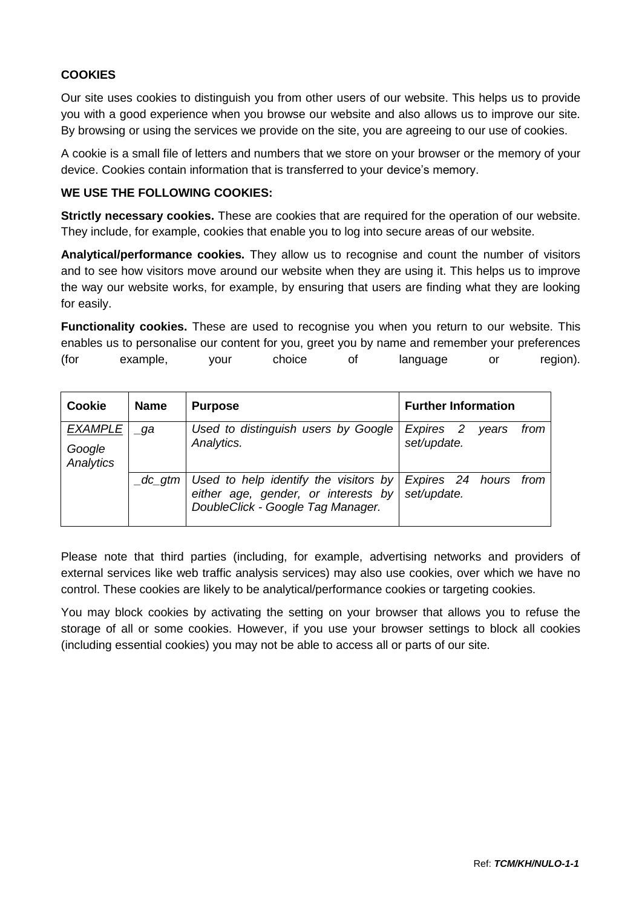**COOKIES**

Our site uses cookies to distinguish you from other users of our website. This helps us to provide you with a good experience when you browse our website and also allows us to improve our site. By browsing or using the services we provide on the site, you are agreeing to our use of cookies.

A cookie is a small file of letters and numbers that we store on your browser or the memory of your device. Cookies contain information that is transferred to your device's memory.

**WE USE THE FOLLOWING COOKIES:**

**Strictly necessary cookies.** These are cookies that are required for the operation of our website. They include, for example, cookies that enable you to log into secure areas of our website.

**Analytical/performance cookies.** They allow us to recognise and count the number of visitors and to see how visitors move around our website when they are using it. This helps us to improve the way our website works, for example, by ensuring that users are finding what they are looking for easily.

**Functionality cookies.** These are used to recognise you when you return to our website. This enables us to personalise our content for you, greet you by name and remember your preferences (for example, your choice of language or region).

| Cookie | Name | Purpose | Further Information |
|---|---|---|---|
| *EXAMPLE* *Google Analytics* | *_ga* | *Used to distinguish users by Google Analytics.* | *Expires 2 years from set/update.* |
| | *_dc_gtm* | *Used to help identify the visitors by either age, gender, or interests by DoubleClick - Google Tag Manager.* | *Expires 24 hours from set/update.* |

Please note that third parties (including, for example, advertising networks and providers of external services like web traffic analysis services) may also use cookies, over which we have no control. These cookies are likely to be analytical/performance cookies or targeting cookies.

You may block cookies by activating the setting on your browser that allows you to refuse the storage of all or some cookies. However, if you use your browser settings to block all cookies (including essential cookies) you may not be able to access all or parts of our site.

Ref: ***TCM/KH/NULO-1-1***